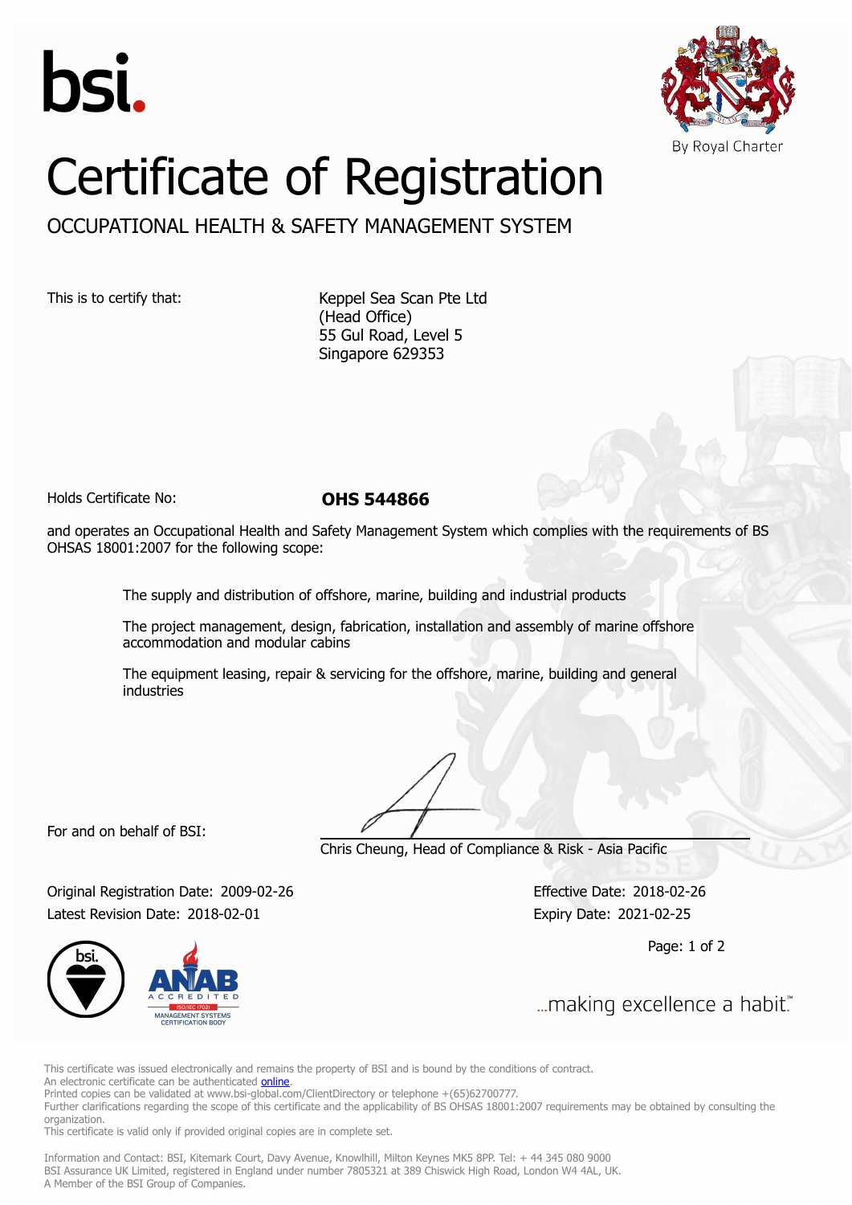bsi.

By Royal Charter

# Certificate of Registration

## OCCUPATIONAL HEALTH & SAFETY MANAGEMENT SYSTEM

This is to certify that:

Keppel Sea Scan Pte Ltd
(Head Office)
55 Gul Road, Level 5
Singapore 629353

Holds Certificate No: **OHS 544866**

and operates an Occupational Health and Safety Management System which complies with the requirements of BS OHSAS 18001:2007 for the following scope:

The supply and distribution of offshore, marine, building and industrial products

The project management, design, fabrication, installation and assembly of marine offshore accommodation and modular cabins

The equipment leasing, repair & servicing for the offshore, marine, building and general industries

For and on behalf of BSI:

Chris Cheung, Head of Compliance & Risk - Asia Pacific

Original Registration Date: 2009-02-26
Latest Revision Date: 2018-02-01

Effective Date: 2018-02-26
Expiry Date: 2021-02-25

...making excellence a habit.™

This certificate was issued electronically and remains the property of BSI and is bound by the conditions of contract.
An electronic certificate can be authenticated online.
Printed copies can be validated at www.bsi-global.com/ClientDirectory or telephone +(65)62700777.
Further clarifications regarding the scope of this certificate and the applicability of BS OHSAS 18001:2007 requirements may be obtained by consulting the organization.
This certificate is valid only if provided original copies are in complete set.

Information and Contact: BSI, Kitemark Court, Davy Avenue, Knowlhill, Milton Keynes MK5 8PP. Tel: + 44 345 080 9000
BSI Assurance UK Limited, registered in England under number 7805321 at 389 Chiswick High Road, London W4 4AL, UK.
A Member of the BSI Group of Companies.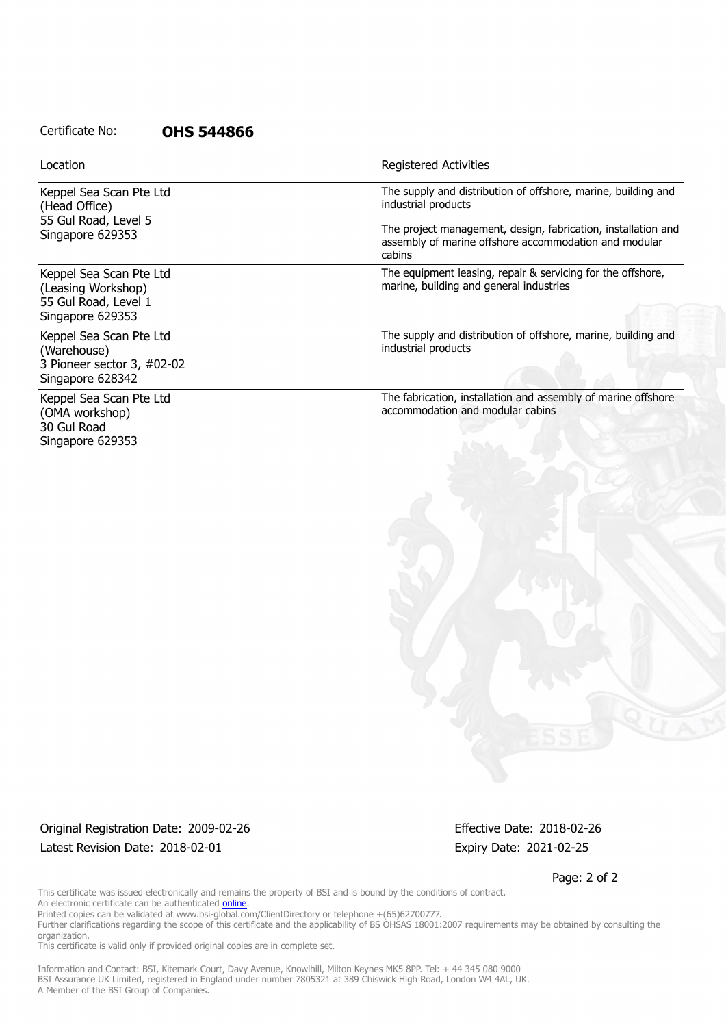Certificate No: **OHS 544866**

| Location | Registered Activities |
| --- | --- |
| Keppel Sea Scan Pte Ltd (Head Office) 55 Gul Road, Level 5 Singapore 629353 | The supply and distribution of offshore, marine, building and industrial products<br><br>The project management, design, fabrication, installation and assembly of marine offshore accommodation and modular cabins |
| Keppel Sea Scan Pte Ltd (Leasing Workshop) 55 Gul Road, Level 1 Singapore 629353 | The equipment leasing, repair & servicing for the offshore, marine, building and general industries |
| Keppel Sea Scan Pte Ltd (Warehouse) 3 Pioneer sector 3, #02-02 Singapore 628342 | The supply and distribution of offshore, marine, building and industrial products |
| Keppel Sea Scan Pte Ltd (OMA workshop) 30 Gul Road Singapore 629353 | The fabrication, installation and assembly of marine offshore accommodation and modular cabins |

Original Registration Date: 2009-02-26

Latest Revision Date: 2018-02-01

Effective Date: 2018-02-26

Expiry Date: 2021-02-25

This certificate was issued electronically and remains the property of BSI and is bound by the conditions of contract.
An electronic certificate can be authenticated online.
Printed copies can be validated at www.bsi-global.com/ClientDirectory or telephone +(65)62700777.
Further clarifications regarding the scope of this certificate and the applicability of BS OHSAS 18001:2007 requirements may be obtained by consulting the organization.
This certificate is valid only if provided original copies are in complete set.

Information and Contact: BSI, Kitemark Court, Davy Avenue, Knowlhill, Milton Keynes MK5 8PP. Tel: + 44 345 080 9000
BSI Assurance UK Limited, registered in England under number 7805321 at 389 Chiswick High Road, London W4 4AL, UK.
A Member of the BSI Group of Companies.